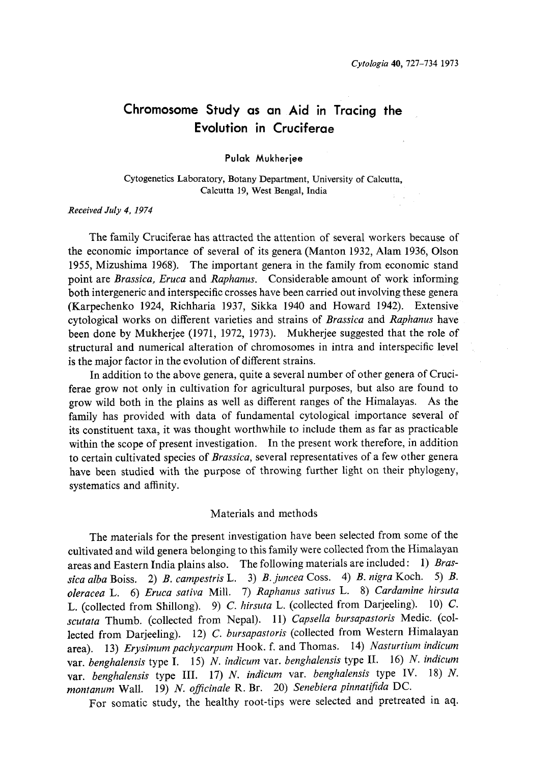# Chromosome Study as an Aid in Tracing the Evolution in Cruciferae

Pulak Mukherjee

Cytogenetics Laboratory, Botany Department, University of Calcutta, Calcutta 19, West Bengal, India

*Received July 4, 1974*

The family Cruciferae has attracted the attention of several workers because of the economic importance of several of its genera (Manton 1932, Alam 1936, Olson 1955, Mizushima 1968). The important genera in the family from economic stand point are *Brassica, Eruca* and *Raphanus*. Considerable amount of work informing both intergeneric and interspecific crosses have been carried out involving these genera (Karpechenko 1924, Richharia 1937, Sikka 1940 and Howard 1942). Extensive cytological works on different varieties and strains of *Brassica* and *Raphanus* have been done by Mukherjee (1971, 1972, 1973). Mukherjee suggested that the role of structural and numerical alteration of chromosomes in intra and interspecific level is the major factor in the evolution of different strains.

In addition to the above genera, quite a several number of other genera of Cruciferae grow not only in cultivation for agricultural purposes, but also are found to grow wild both in the plains as well as different ranges of the Himalayas. As the family has provided with data of fundamental cytological importance several of its constituent taxa, it was thought worthwhile to include them as far as practicable within the scope of present investigation. In the present work therefore, in addition to certain cultivated species of *Brassica*, several representatives of a few other genera have been studied with the purpose of throwing further light on their phylogeny, systematics and affinity.

## Materials and methods

The materials for the present investigation have been selected from some of the cultivated and wild genera belonging to this family were collected from the Himalayan areas and Eastern India plains also. The following materials are included: 1) *Brassica alba* Boiss. 2) *B. campestris* L. 3) *B. juncea* Coss. 4) *B. nigra* Koch. 5) *B. oleracea* L. 6) *Eruca sativa* Mill. 7) *Raphanus sativus* L. 8) *Cardamine hirsuta* L. (collected from Shillong). 9) *C. hirsuta* L. (collected from Darjeeling). 10) *C. scutata* Thumb. (collected from Nepal). 11) *Capsella bursapastoris* Medic. (collected from Darjeeling). 12) *C. bursapastoris* (collected from Western Himalayan area). 13) *Erysimum pachycarpum* Hook. f. and Thomas. 14) *Nasturtium indicum* var. *benghalensis* type I. 15) *N. indicum* var. *benghalensis* type II. 16) *N. indicum* var. *benghalensis* type III. 17) *N. indicum* var. *benghalensis* type IV. 18) *N. montanum* Wall. 19) *N. officinale* R. Br. 20) *Senebiera pinnatifida* DC.

For somatic study, the healthy root-tips were selected and pretreated in aq.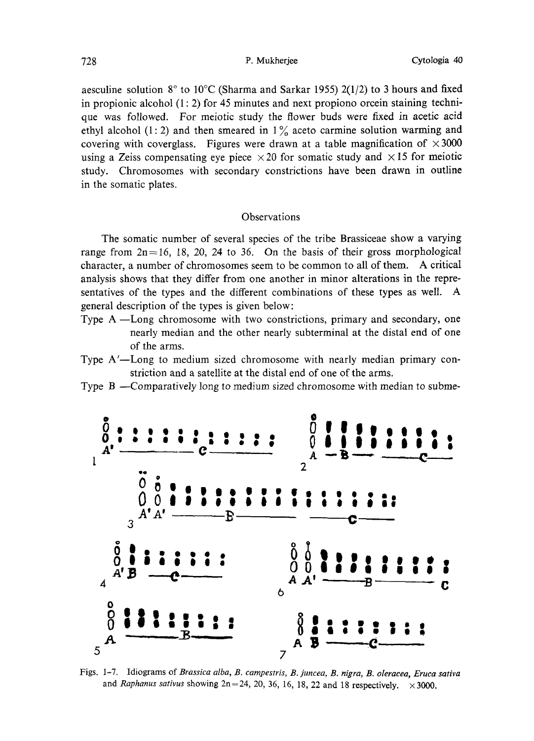aesculine solution 8° to 10°C (Sharma and Sarkar 1955) 2(1/2) to 3 hours and fixed in propionic alcohol (1 : 2) for 45 minutes and next propiono orcein staining technique was followed. For meiotic study the flower buds were fixed in acetic acid ethyl alcohol (1 : 2) and then smeared in 1% aceto carmine solution warming and covering with coverglass. Figures were drawn at a table magnification of ×3000 using a Zeiss compensating eye piece ×20 for somatic study and ×15 for meiotic study. Chromosomes with secondary constrictions have been drawn in outline in the somatic plates.

## Observations

The somatic number of several species of the tribe Brassiceae show a varying range from 2n=16, 18, 20, 24 to 36. On the basis of their gross morphological character, a number of chromosomes seem to be common to all of them. A critical analysis shows that they differ from one another in minor alterations in the representatives of the types and the different combinations of these types as well. A general description of the types is given below:

Type A —Long chromosome with two constrictions, primary and secondary, one nearly median and the other nearly subterminal at the distal end of one of the arms.

Type A′—Long to medium sized chromosome with nearly median primary constriction and a satellite at the distal end of one of the arms.

Type B —Comparatively long to medium sized chromosome with median to subme-

Figs. 1–7. Idiograms of *Brassica alba*, *B. campestris*, *B. juncea*, *B. nigra*, *B. oleracea*, *Eruca sativa* and *Raphanus sativus* showing 2n=24, 20, 36, 16, 18, 22 and 18 respectively. ×3000.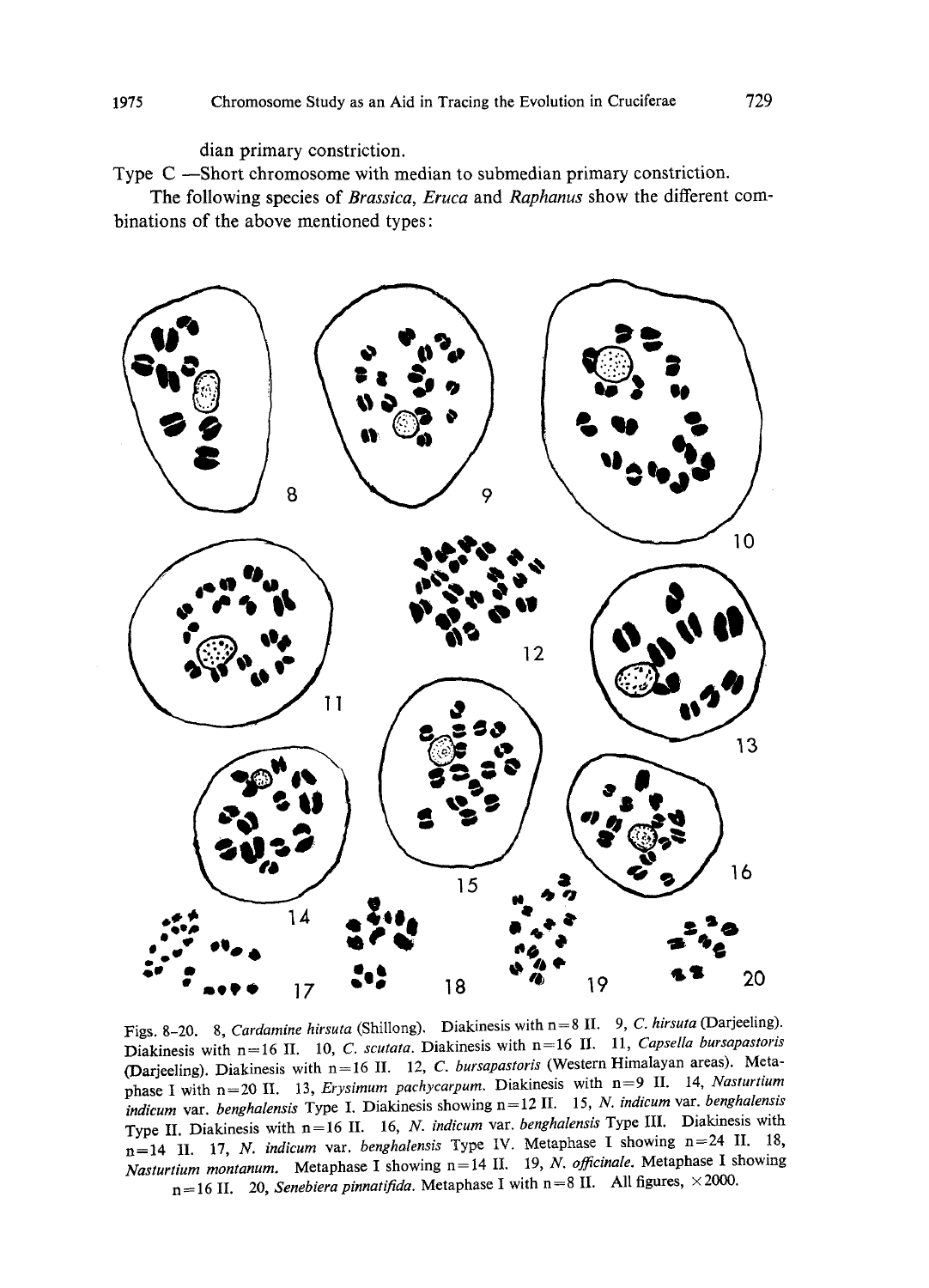dian primary constriction.

Type C —Short chromosome with median to submedian primary constriction.

The following species of *Brassica*, *Eruca* and *Raphanus* show the different combinations of the above mentioned types:

Figs. 8–20. 8, *Cardamine hirsuta* (Shillong). Diakinesis with n=8 II. 9, *C. hirsuta* (Darjeeling). Diakinesis with n=16 II. 10, *C. scutata*. Diakinesis with n=16 II. 11, *Capsella bursapastoris* (Darjeeling). Diakinesis with n=16 II. 12, *C. bursapastoris* (Western Himalayan areas). Metaphase I with n=20 II. 13, *Erysimum pachycarpum*. Diakinesis with n=9 II. 14, *Nasturtium indicum* var. *benghalensis* Type I. Diakinesis showing n=12 II. 15, *N. indicum* var. *benghalensis* Type II. Diakinesis with n=16 II. 16, *N. indicum* var. *benghalensis* Type III. Diakinesis with n=14 II. 17, *N. indicum* var. *benghalensis* Type IV. Metaphase I showing n=24 II. 18, *Nasturtium montanum*. Metaphase I showing n=14 II. 19, *N. officinale*. Metaphase I showing n=16 II. 20, *Senebiera pinnatifida*. Metaphase I with n=8 II. All figures, ×2000.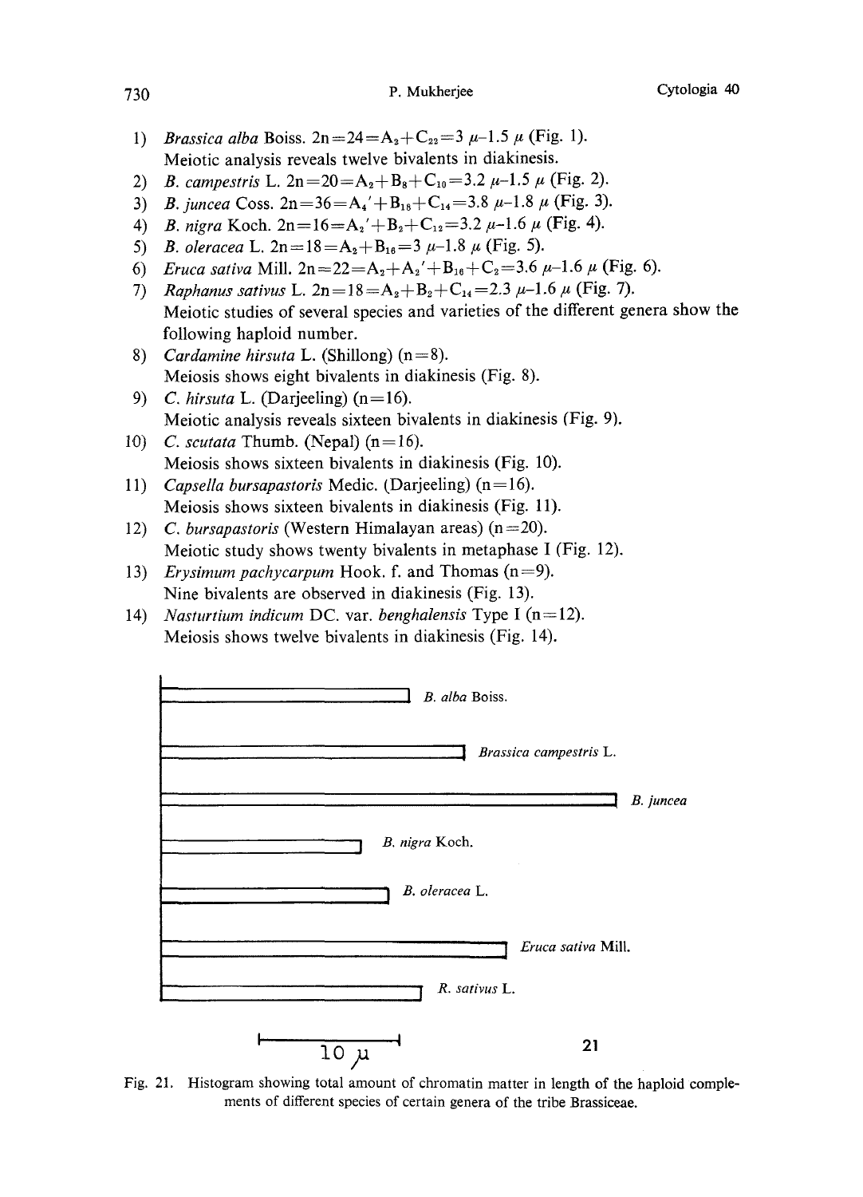1) *Brassica alba* Boiss. $2n=24=A_2+C_{22}=3\ \mu$–$1.5\ \mu$ (Fig. 1).
   Meiotic analysis reveals twelve bivalents in diakinesis.
2) *B. campestris* L. $2n=20=A_2+B_8+C_{10}=3.2\ \mu$–$1.5\ \mu$ (Fig. 2).
3) *B. juncea* Coss. $2n=36=A_4'+B_{18}+C_{14}=3.8\ \mu$–$1.8\ \mu$ (Fig. 3).
4) *B. nigra* Koch. $2n=16=A_2'+B_2+C_{12}=3.2\ \mu$–$1.6\ \mu$ (Fig. 4).
5) *B. oleracea* L. $2n=18=A_2+B_{16}=3\ \mu$–$1.8\ \mu$ (Fig. 5).
6) *Eruca sativa* Mill. $2n=22=A_2+A_2'+B_{16}+C_2=3.6\ \mu$–$1.6\ \mu$ (Fig. 6).
7) *Raphanus sativus* L. $2n=18=A_2+B_2+C_{14}=2.3\ \mu$–$1.6\ \mu$ (Fig. 7).
   Meiotic studies of several species and varieties of the different genera show the following haploid number.
8) *Cardamine hirsuta* L. (Shillong) (n=8).
   Meiosis shows eight bivalents in diakinesis (Fig. 8).
9) *C. hirsuta* L. (Darjeeling) (n=16).
   Meiotic analysis reveals sixteen bivalents in diakinesis (Fig. 9).
10) *C. scutata* Thumb. (Nepal) (n=16).
    Meiosis shows sixteen bivalents in diakinesis (Fig. 10).
11) *Capsella bursapastoris* Medic. (Darjeeling) (n=16).
    Meiosis shows sixteen bivalents in diakinesis (Fig. 11).
12) *C. bursapastoris* (Western Himalayan areas) (n=20).
    Meiotic study shows twenty bivalents in metaphase I (Fig. 12).
13) *Erysimum pachycarpum* Hook. f. and Thomas (n=9).
    Nine bivalents are observed in diakinesis (Fig. 13).
14) *Nasturtium indicum* DC. var. *benghalensis* Type I (n=12).
    Meiosis shows twelve bivalents in diakinesis (Fig. 14).

*B. alba* Boiss.

*Brassica campestris* L.

*B. juncea*

*B. nigra* Koch.

*B. oleracea* L.

*Eruca sativa* Mill.

*R. sativus* L.

10 $\mu$

21

Fig. 21. Histogram showing total amount of chromatin matter in length of the haploid complements of different species of certain genera of the tribe Brassiceae.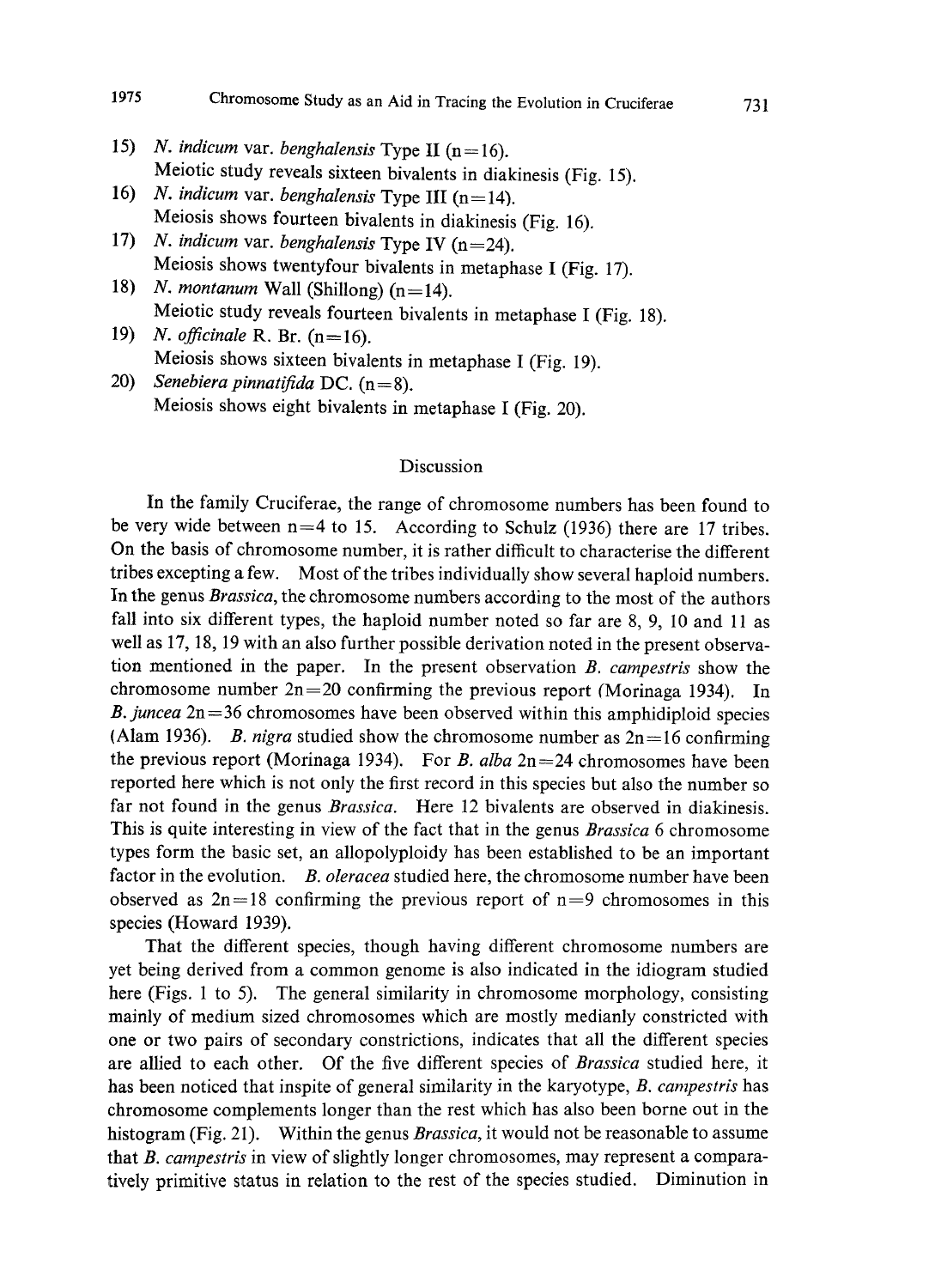15) *N. indicum* var. *benghalensis* Type II (n=16).
Meiotic study reveals sixteen bivalents in diakinesis (Fig. 15).

16) *N. indicum* var. *benghalensis* Type III (n=14).
Meiosis shows fourteen bivalents in diakinesis (Fig. 16).

17) *N. indicum* var. *benghalensis* Type IV (n=24).
Meiosis shows twentyfour bivalents in metaphase I (Fig. 17).

18) *N. montanum* Wall (Shillong) (n=14).
Meiotic study reveals fourteen bivalents in metaphase I (Fig. 18).

19) *N. officinale* R. Br. (n=16).
Meiosis shows sixteen bivalents in metaphase I (Fig. 19).

20) *Senebiera pinnatifida* DC. (n=8).
Meiosis shows eight bivalents in metaphase I (Fig. 20).

## Discussion

In the family Cruciferae, the range of chromosome numbers has been found to be very wide between n=4 to 15. According to Schulz (1936) there are 17 tribes. On the basis of chromosome number, it is rather difficult to characterise the different tribes excepting a few. Most of the tribes individually show several haploid numbers. In the genus *Brassica*, the chromosome numbers according to the most of the authors fall into six different types, the haploid number noted so far are 8, 9, 10 and 11 as well as 17, 18, 19 with an also further possible derivation noted in the present observation mentioned in the paper. In the present observation *B. campestris* show the chromosome number 2n=20 confirming the previous report (Morinaga 1934). In *B. juncea* 2n=36 chromosomes have been observed within this amphidiploid species (Alam 1936). *B. nigra* studied show the chromosome number as 2n=16 confirming the previous report (Morinaga 1934). For *B. alba* 2n=24 chromosomes have been reported here which is not only the first record in this species but also the number so far not found in the genus *Brassica*. Here 12 bivalents are observed in diakinesis. This is quite interesting in view of the fact that in the genus *Brassica* 6 chromosome types form the basic set, an allopolyploidy has been established to be an important factor in the evolution. *B. oleracea* studied here, the chromosome number have been observed as 2n=18 confirming the previous report of n=9 chromosomes in this species (Howard 1939).

That the different species, though having different chromosome numbers are yet being derived from a common genome is also indicated in the idiogram studied here (Figs. 1 to 5). The general similarity in chromosome morphology, consisting mainly of medium sized chromosomes which are mostly medianly constricted with one or two pairs of secondary constrictions, indicates that all the different species are allied to each other. Of the five different species of *Brassica* studied here, it has been noticed that inspite of general similarity in the karyotype, *B. campestris* has chromosome complements longer than the rest which has also been borne out in the histogram (Fig. 21). Within the genus *Brassica*, it would not be reasonable to assume that *B. campestris* in view of slightly longer chromosomes, may represent a comparatively primitive status in relation to the rest of the species studied. Diminution in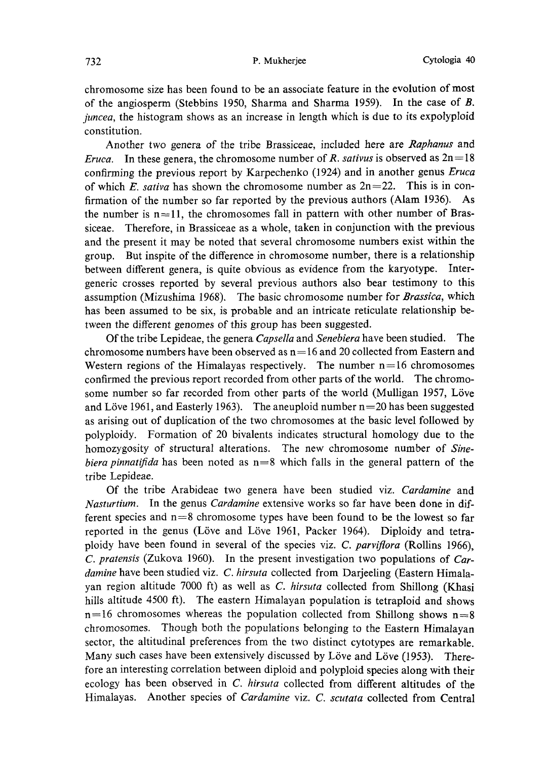chromosome size has been found to be an associate feature in the evolution of most of the angiosperm (Stebbins 1950, Sharma and Sharma 1959). In the case of *B. juncea*, the histogram shows as an increase in length which is due to its expolyploid constitution.

Another two genera of the tribe Brassiceae, included here are *Raphanus* and *Eruca*. In these genera, the chromosome number of *R. sativus* is observed as $2n=18$ confirming the previous report by Karpechenko (1924) and in another genus *Eruca* of which *E. sativa* has shown the chromosome number as $2n=22$. This is in confirmation of the number so far reported by the previous authors (Alam 1936). As the number is $n=11$, the chromosomes fall in pattern with other number of Brassiceae. Therefore, in Brassiceae as a whole, taken in conjunction with the previous and the present it may be noted that several chromosome numbers exist within the group. But inspite of the difference in chromosome number, there is a relationship between different genera, is quite obvious as evidence from the karyotype. Intergeneric crosses reported by several previous authors also bear testimony to this assumption (Mizushima 1968). The basic chromosome number for *Brassica*, which has been assumed to be six, is probable and an intricate reticulate relationship between the different genomes of this group has been suggested.

Of the tribe Lepideae, the genera *Capsella* and *Senebiera* have been studied. The chromosome numbers have been observed as $n=16$ and 20 collected from Eastern and Western regions of the Himalayas respectively. The number $n=16$ chromosomes confirmed the previous report recorded from other parts of the world. The chromosome number so far recorded from other parts of the world (Mulligan 1957, Löve and Löve 1961, and Easterly 1963). The aneuploid number $n=20$ has been suggested as arising out of duplication of the two chromosomes at the basic level followed by polyploidy. Formation of 20 bivalents indicates structural homology due to the homozygosity of structural alterations. The new chromosome number of *Sinebiera pinnatifida* has been noted as $n=8$ which falls in the general pattern of the tribe Lepideae.

Of the tribe Arabideae two genera have been studied viz. *Cardamine* and *Nasturtium*. In the genus *Cardamine* extensive works so far have been done in different species and $n=8$ chromosome types have been found to be the lowest so far reported in the genus (Löve and Löve 1961, Packer 1964). Diploidy and tetraploidy have been found in several of the species viz. *C. parviflora* (Rollins 1966), *C. pratensis* (Zukova 1960). In the present investigation two populations of *Cardamine* have been studied viz. *C. hirsuta* collected from Darjeeling (Eastern Himalayan region altitude 7000 ft) as well as *C. hirsuta* collected from Shillong (Khasi hills altitude 4500 ft). The eastern Himalayan population is tetraploid and shows $n=16$ chromosomes whereas the population collected from Shillong shows $n=8$ chromosomes. Though both the populations belonging to the Eastern Himalayan sector, the altitudinal preferences from the two distinct cytotypes are remarkable. Many such cases have been extensively discussed by Löve and Löve (1953). Therefore an interesting correlation between diploid and polyploid species along with their ecology has been observed in *C. hirsuta* collected from different altitudes of the Himalayas. Another species of *Cardamine* viz. *C. scutata* collected from Central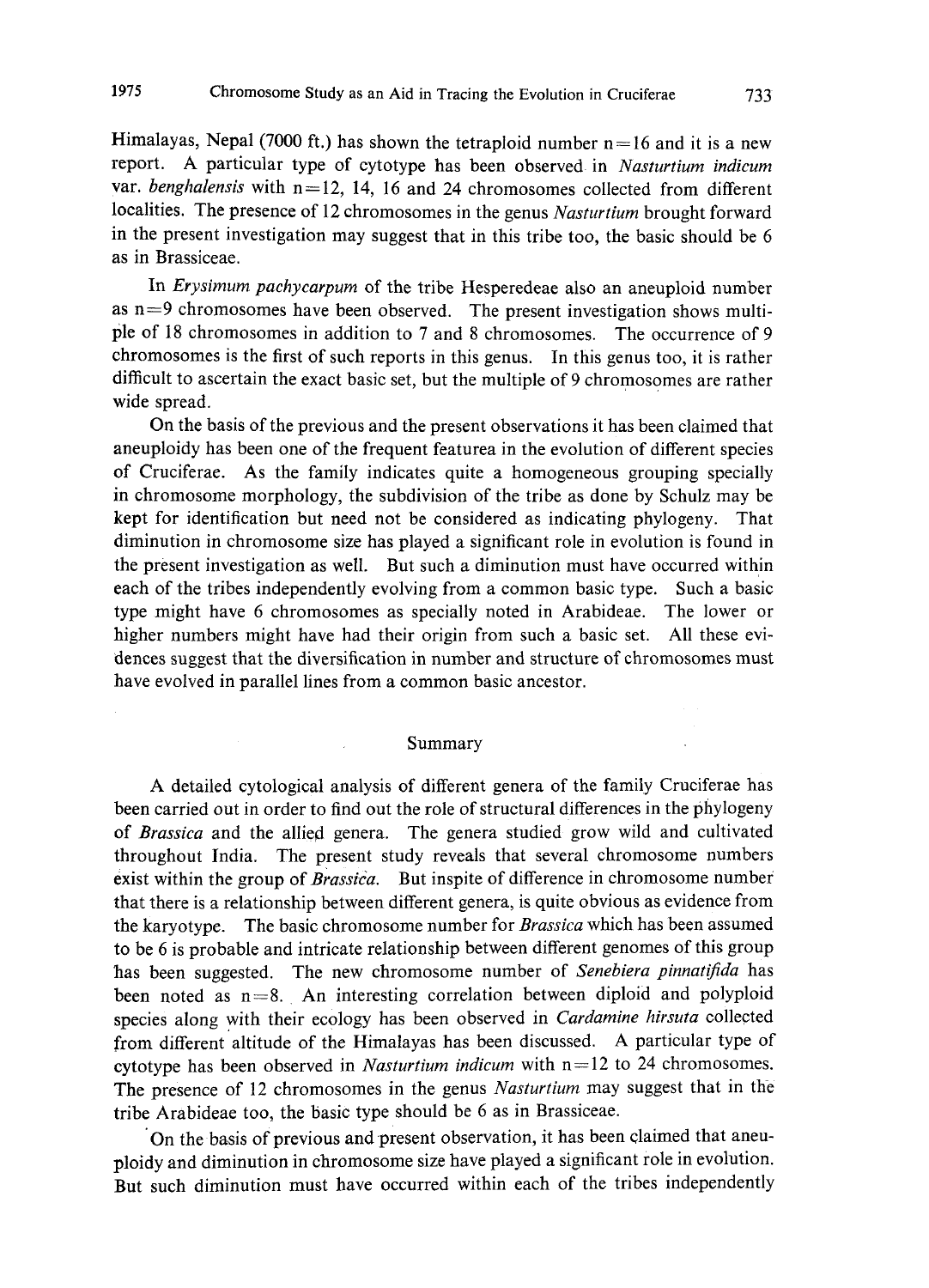Himalayas, Nepal (7000 ft.) has shown the tetraploid number n=16 and it is a new report. A particular type of cytotype has been observed in *Nasturtium indicum* var. *benghalensis* with n=12, 14, 16 and 24 chromosomes collected from different localities. The presence of 12 chromosomes in the genus *Nasturtium* brought forward in the present investigation may suggest that in this tribe too, the basic should be 6 as in Brassiceae.

In *Erysimum pachycarpum* of the tribe Hesperedeae also an aneuploid number as n=9 chromosomes have been observed. The present investigation shows multiple of 18 chromosomes in addition to 7 and 8 chromosomes. The occurrence of 9 chromosomes is the first of such reports in this genus. In this genus too, it is rather difficult to ascertain the exact basic set, but the multiple of 9 chromosomes are rather wide spread.

On the basis of the previous and the present observations it has been claimed that aneuploidy has been one of the frequent featurea in the evolution of different species of Cruciferae. As the family indicates quite a homogeneous grouping specially in chromosome morphology, the subdivision of the tribe as done by Schulz may be kept for identification but need not be considered as indicating phylogeny. That diminution in chromosome size has played a significant role in evolution is found in the present investigation as well. But such a diminution must have occurred within each of the tribes independently evolving from a common basic type. Such a basic type might have 6 chromosomes as specially noted in Arabideae. The lower or higher numbers might have had their origin from such a basic set. All these evidences suggest that the diversification in number and structure of chromosomes must have evolved in parallel lines from a common basic ancestor.

## Summary

A detailed cytological analysis of different genera of the family Cruciferae has been carried out in order to find out the role of structural differences in the phylogeny of *Brassica* and the allied genera. The genera studied grow wild and cultivated throughout India. The present study reveals that several chromosome numbers exist within the group of *Brassica*. But inspite of difference in chromosome number that there is a relationship between different genera, is quite obvious as evidence from the karyotype. The basic chromosome number for *Brassica* which has been assumed to be 6 is probable and intricate relationship between different genomes of this group has been suggested. The new chromosome number of *Senebiera pinnatifida* has been noted as n=8. An interesting correlation between diploid and polyploid species along with their ecology has been observed in *Cardamine hirsuta* collected from different altitude of the Himalayas has been discussed. A particular type of cytotype has been observed in *Nasturtium indicum* with n=12 to 24 chromosomes. The presence of 12 chromosomes in the genus *Nasturtium* may suggest that in the tribe Arabideae too, the basic type should be 6 as in Brassiceae.

On the basis of previous and present observation, it has been claimed that aneuploidy and diminution in chromosome size have played a significant role in evolution. But such diminution must have occurred within each of the tribes independently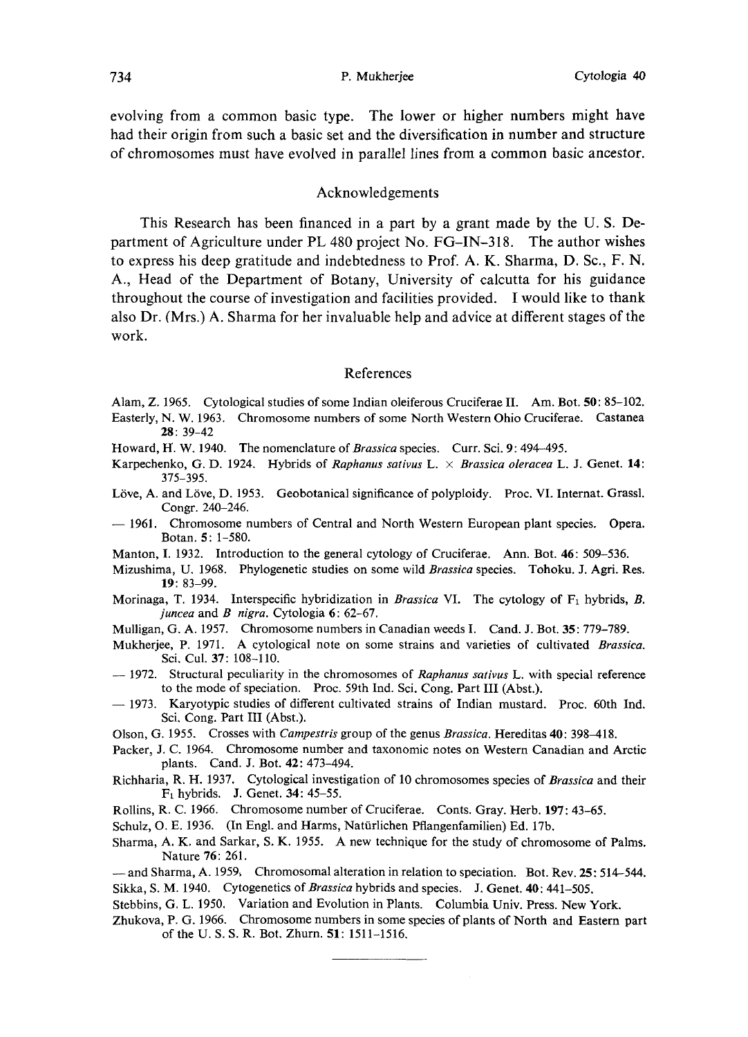evolving from a common basic type. The lower or higher numbers might have had their origin from such a basic set and the diversification in number and structure of chromosomes must have evolved in parallel lines from a common basic ancestor.

## Acknowledgements

This Research has been financed in a part by a grant made by the U. S. Department of Agriculture under PL 480 project No. FG–IN–318. The author wishes to express his deep gratitude and indebtedness to Prof. A. K. Sharma, D. Sc., F. N. A., Head of the Department of Botany, University of calcutta for his guidance throughout the course of investigation and facilities provided. I would like to thank also Dr. (Mrs.) A. Sharma for her invaluable help and advice at different stages of the work.

## References

Alam, Z. 1965. Cytological studies of some Indian oleiferous Cruciferae II. Am. Bot. **50**: 85–102.

Easterly, N. W. 1963. Chromosome numbers of some North Western Ohio Cruciferae. Castanea **28**: 39–42

Howard, H. W. 1940. The nomenclature of *Brassica* species. Curr. Sci. **9**: 494–495.

Karpechenko, G. D. 1924. Hybrids of *Raphanus sativus* L. × *Brassica oleracea* L. J. Genet. **14**: 375–395.

Löve, A. and Löve, D. 1953. Geobotanical significance of polyploidy. Proc. VI. Internat. Grassl. Congr. 240–246.

— 1961. Chromosome numbers of Central and North Western European plant species. Opera. Botan. **5**: 1–580.

Manton, I. 1932. Introduction to the general cytology of Cruciferae. Ann. Bot. **46**: 509–536.

Mizushima, U. 1968. Phylogenetic studies on some wild *Brassica* species. Tohoku. J. Agri. Res. **19**: 83–99.

Morinaga, T. 1934. Interspecific hybridization in *Brassica* VI. The cytology of $F_1$ hybrids, *B. juncea* and *B nigra*. Cytologia **6**: 62–67.

Mulligan, G. A. 1957. Chromosome numbers in Canadian weeds I. Cand. J. Bot. **35**: 779–789.

Mukherjee, P. 1971. A cytological note on some strains and varieties of cultivated *Brassica*. Sci. Cul. **37**: 108–110.

— 1972. Structural peculiarity in the chromosomes of *Raphanus sativus* L. with special reference to the mode of speciation. Proc. 59th Ind. Sci. Cong. Part III (Abst.).

— 1973. Karyotypic studies of different cultivated strains of Indian mustard. Proc. 60th Ind. Sci. Cong. Part III (Abst.).

Olson, G. 1955. Crosses with *Campestris* group of the genus *Brassica*. Hereditas **40**: 398–418.

Packer, J. C. 1964. Chromosome number and taxonomic notes on Western Canadian and Arctic plants. Cand. J. Bot. **42**: 473–494.

Richharia, R. H. 1937. Cytological investigation of 10 chromosomes species of *Brassica* and their $F_1$ hybrids. J. Genet. **34**: 45–55.

Rollins, R. C. 1966. Chromosome number of Cruciferae. Conts. Gray. Herb. **197**: 43–65.

Schulz, O. E. 1936. (In Engl. and Harms, Natürlichen Pflangenfamilien) Ed. 17b.

Sharma, A. K. and Sarkar, S. K. 1955. A new technique for the study of chromosome of Palms. Nature **76**: 261.

— and Sharma, A. 1959. Chromosomal alteration in relation to speciation. Bot. Rev. **25**: 514–544.

Sikka, S. M. 1940. Cytogenetics of *Brassica* hybrids and species. J. Genet. **40**: 441–505.

Stebbins, G. L. 1950. Variation and Evolution in Plants. Columbia Univ. Press. New York.

Zhukova, P. G. 1966. Chromosome numbers in some species of plants of North and Eastern part of the U. S. S. R. Bot. Zhurn. **51**: 1511–1516.